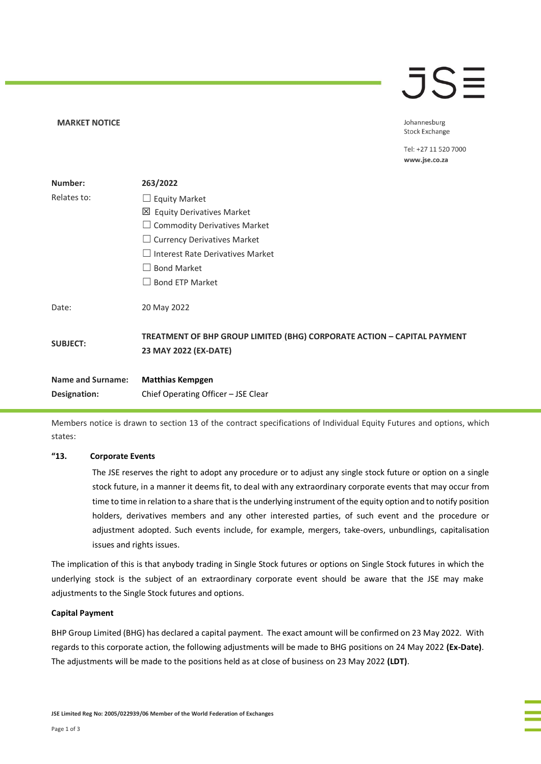**MARKET NOTICE**

Johannesburg Stock Exchange

Tel: +27 11 520 7000
www.jse.co.za

| | |
|---|---|
| **Number:** | **263/2022** |
| Relates to: | ☐ Equity Market<br>☒ Equity Derivatives Market<br>☐ Commodity Derivatives Market<br>☐ Currency Derivatives Market<br>☐ Interest Rate Derivatives Market<br>☐ Bond Market<br>☐ Bond ETP Market |
| Date: | 20 May 2022 |
| **SUBJECT:** | **TREATMENT OF BHP GROUP LIMITED (BHG) CORPORATE ACTION – CAPITAL PAYMENT 23 MAY 2022 (EX-DATE)** |
| **Name and Surname:** | **Matthias Kempgen** |
| **Designation:** | Chief Operating Officer – JSE Clear |

Members notice is drawn to section 13 of the contract specifications of Individual Equity Futures and options, which states:

**"13. Corporate Events**

The JSE reserves the right to adopt any procedure or to adjust any single stock future or option on a single stock future, in a manner it deems fit, to deal with any extraordinary corporate events that may occur from time to time in relation to a share that is the underlying instrument of the equity option and to notify position holders, derivatives members and any other interested parties, of such event and the procedure or adjustment adopted. Such events include, for example, mergers, take-overs, unbundlings, capitalisation issues and rights issues.

The implication of this is that anybody trading in Single Stock futures or options on Single Stock futures in which the underlying stock is the subject of an extraordinary corporate event should be aware that the JSE may make adjustments to the Single Stock futures and options.

**Capital Payment**

BHP Group Limited (BHG) has declared a capital payment. The exact amount will be confirmed on 23 May 2022. With regards to this corporate action, the following adjustments will be made to BHG positions on 24 May 2022 **(Ex-Date)**. The adjustments will be made to the positions held as at close of business on 23 May 2022 **(LDT)**.

JSE Limited Reg No: 2005/022939/06 Member of the World Federation of Exchanges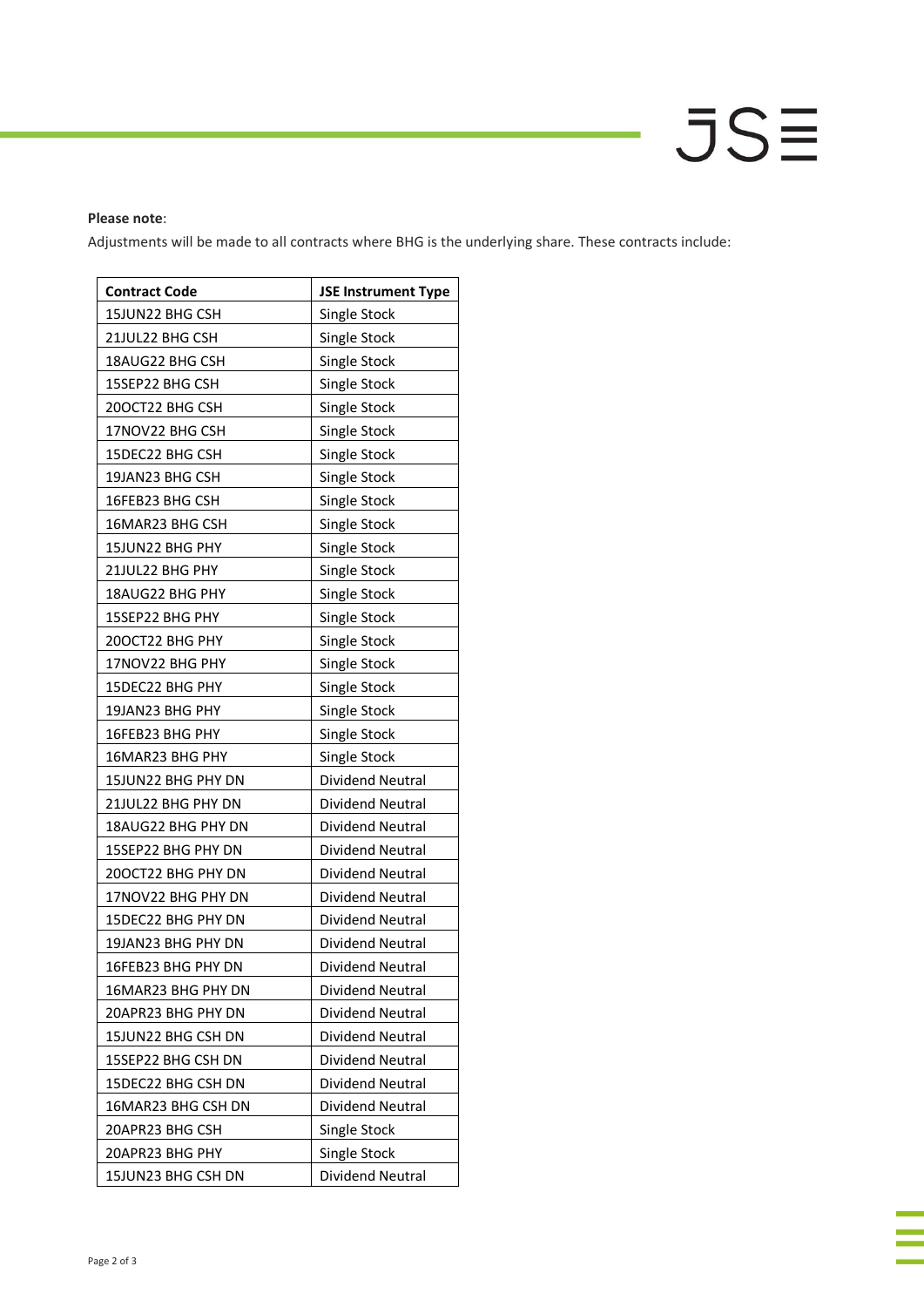**Please note**:

Adjustments will be made to all contracts where BHG is the underlying share. These contracts include:

| Contract Code | JSE Instrument Type |
|---|---|
| 15JUN22 BHG CSH | Single Stock |
| 21JUL22 BHG CSH | Single Stock |
| 18AUG22 BHG CSH | Single Stock |
| 15SEP22 BHG CSH | Single Stock |
| 20OCT22 BHG CSH | Single Stock |
| 17NOV22 BHG CSH | Single Stock |
| 15DEC22 BHG CSH | Single Stock |
| 19JAN23 BHG CSH | Single Stock |
| 16FEB23 BHG CSH | Single Stock |
| 16MAR23 BHG CSH | Single Stock |
| 15JUN22 BHG PHY | Single Stock |
| 21JUL22 BHG PHY | Single Stock |
| 18AUG22 BHG PHY | Single Stock |
| 15SEP22 BHG PHY | Single Stock |
| 20OCT22 BHG PHY | Single Stock |
| 17NOV22 BHG PHY | Single Stock |
| 15DEC22 BHG PHY | Single Stock |
| 19JAN23 BHG PHY | Single Stock |
| 16FEB23 BHG PHY | Single Stock |
| 16MAR23 BHG PHY | Single Stock |
| 15JUN22 BHG PHY DN | Dividend Neutral |
| 21JUL22 BHG PHY DN | Dividend Neutral |
| 18AUG22 BHG PHY DN | Dividend Neutral |
| 15SEP22 BHG PHY DN | Dividend Neutral |
| 20OCT22 BHG PHY DN | Dividend Neutral |
| 17NOV22 BHG PHY DN | Dividend Neutral |
| 15DEC22 BHG PHY DN | Dividend Neutral |
| 19JAN23 BHG PHY DN | Dividend Neutral |
| 16FEB23 BHG PHY DN | Dividend Neutral |
| 16MAR23 BHG PHY DN | Dividend Neutral |
| 20APR23 BHG PHY DN | Dividend Neutral |
| 15JUN22 BHG CSH DN | Dividend Neutral |
| 15SEP22 BHG CSH DN | Dividend Neutral |
| 15DEC22 BHG CSH DN | Dividend Neutral |
| 16MAR23 BHG CSH DN | Dividend Neutral |
| 20APR23 BHG CSH | Single Stock |
| 20APR23 BHG PHY | Single Stock |
| 15JUN23 BHG CSH DN | Dividend Neutral |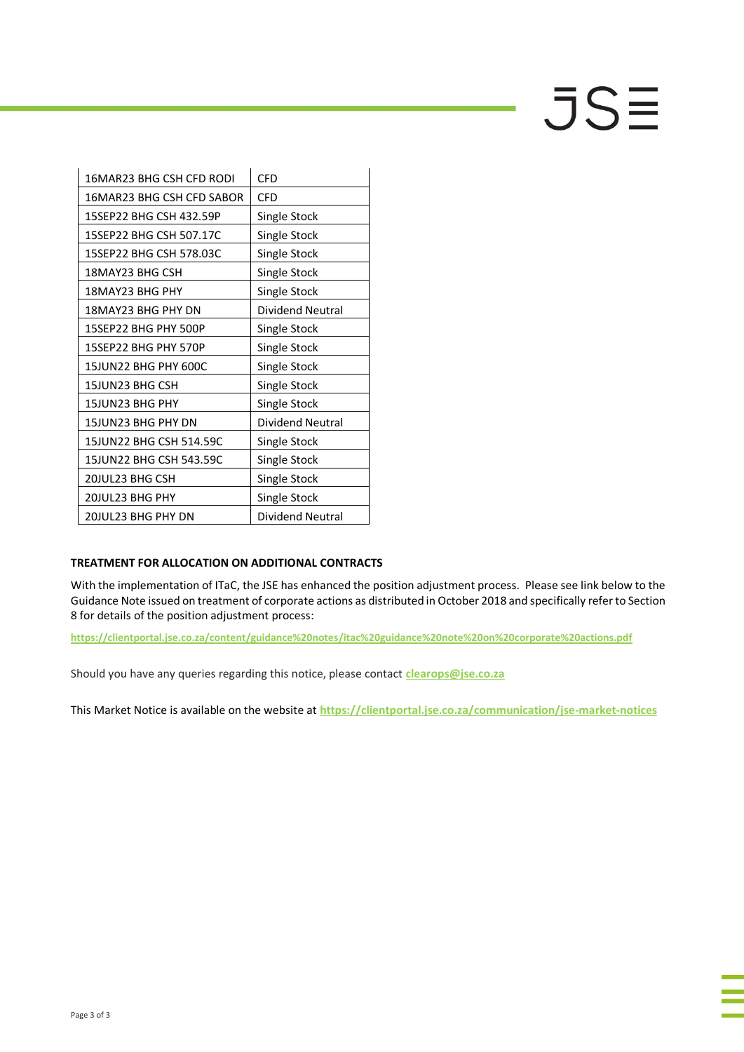| | |
|---|---|
| 16MAR23 BHG CSH CFD RODI | CFD |
| 16MAR23 BHG CSH CFD SABOR | CFD |
| 15SEP22 BHG CSH 432.59P | Single Stock |
| 15SEP22 BHG CSH 507.17C | Single Stock |
| 15SEP22 BHG CSH 578.03C | Single Stock |
| 18MAY23 BHG CSH | Single Stock |
| 18MAY23 BHG PHY | Single Stock |
| 18MAY23 BHG PHY DN | Dividend Neutral |
| 15SEP22 BHG PHY 500P | Single Stock |
| 15SEP22 BHG PHY 570P | Single Stock |
| 15JUN22 BHG PHY 600C | Single Stock |
| 15JUN23 BHG CSH | Single Stock |
| 15JUN23 BHG PHY | Single Stock |
| 15JUN23 BHG PHY DN | Dividend Neutral |
| 15JUN22 BHG CSH 514.59C | Single Stock |
| 15JUN22 BHG CSH 543.59C | Single Stock |
| 20JUL23 BHG CSH | Single Stock |
| 20JUL23 BHG PHY | Single Stock |
| 20JUL23 BHG PHY DN | Dividend Neutral |

**TREATMENT FOR ALLOCATION ON ADDITIONAL CONTRACTS**

With the implementation of ITaC, the JSE has enhanced the position adjustment process. Please see link below to the Guidance Note issued on treatment of corporate actions as distributed in October 2018 and specifically refer to Section 8 for details of the position adjustment process:

**https://clientportal.jse.co.za/content/guidance%20notes/itac%20guidance%20note%20on%20corporate%20actions.pdf**

Should you have any queries regarding this notice, please contact **clearops@jse.co.za**

This Market Notice is available on the website at **https://clientportal.jse.co.za/communication/jse-market-notices**